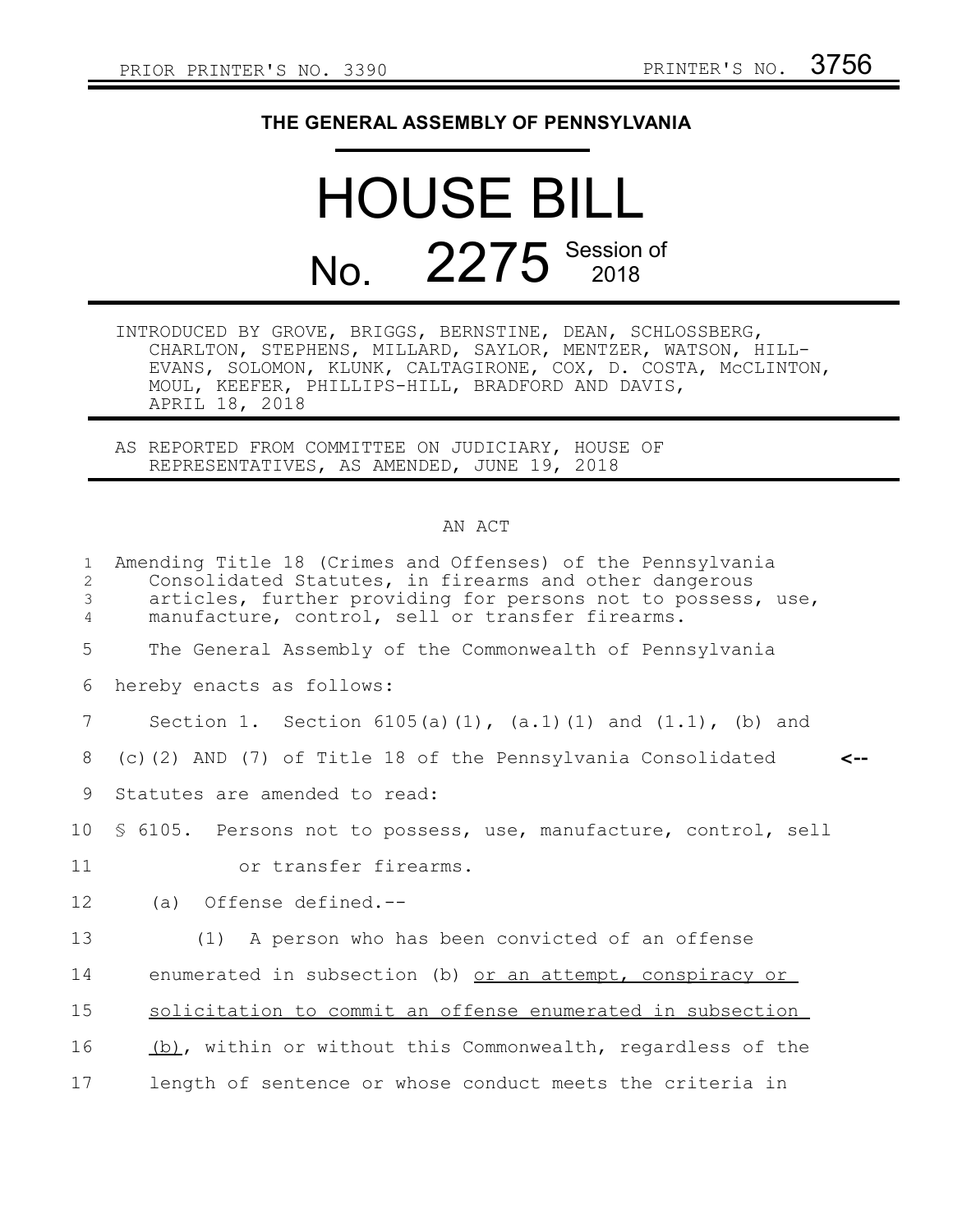PRIOR PRINTER'S NO. 3390 PRINTER'S NO. 3756

# THE GENERAL ASSEMBLY OF PENNSYLVANIA

# HOUSE BILL

## No. 2275 Session of 2018

INTRODUCED BY GROVE, BRIGGS, BERNSTINE, DEAN, SCHLOSSBERG, CHARLTON, STEPHENS, MILLARD, SAYLOR, MENTZER, WATSON, HILL-EVANS, SOLOMON, KLUNK, CALTAGIRONE, COX, D. COSTA, McCLINTON, MOUL, KEEFER, PHILLIPS-HILL, BRADFORD AND DAVIS, APRIL 18, 2018

AS REPORTED FROM COMMITTEE ON JUDICIARY, HOUSE OF REPRESENTATIVES, AS AMENDED, JUNE 19, 2018

AN ACT

1 Amending Title 18 (Crimes and Offenses) of the Pennsylvania
2 Consolidated Statutes, in firearms and other dangerous
3 articles, further providing for persons not to possess, use,
4 manufacture, control, sell or transfer firearms.

5 The General Assembly of the Commonwealth of Pennsylvania
6 hereby enacts as follows:

7 Section 1. Section 6105(a)(1), (a.1)(1) and (1.1), (b) and
8 (c)(2) AND (7) of Title 18 of the Pennsylvania Consolidated <--
9 Statutes are amended to read:

10 § 6105. Persons not to possess, use, manufacture, control, sell
11 or transfer firearms.

12 (a) Offense defined.--

13 (1) A person who has been convicted of an offense
14 enumerated in subsection (b) <u>or an attempt, conspiracy or</u>
15 <u>solicitation to commit an offense enumerated in subsection</u>
16 <u>(b)</u>, within or without this Commonwealth, regardless of the
17 length of sentence or whose conduct meets the criteria in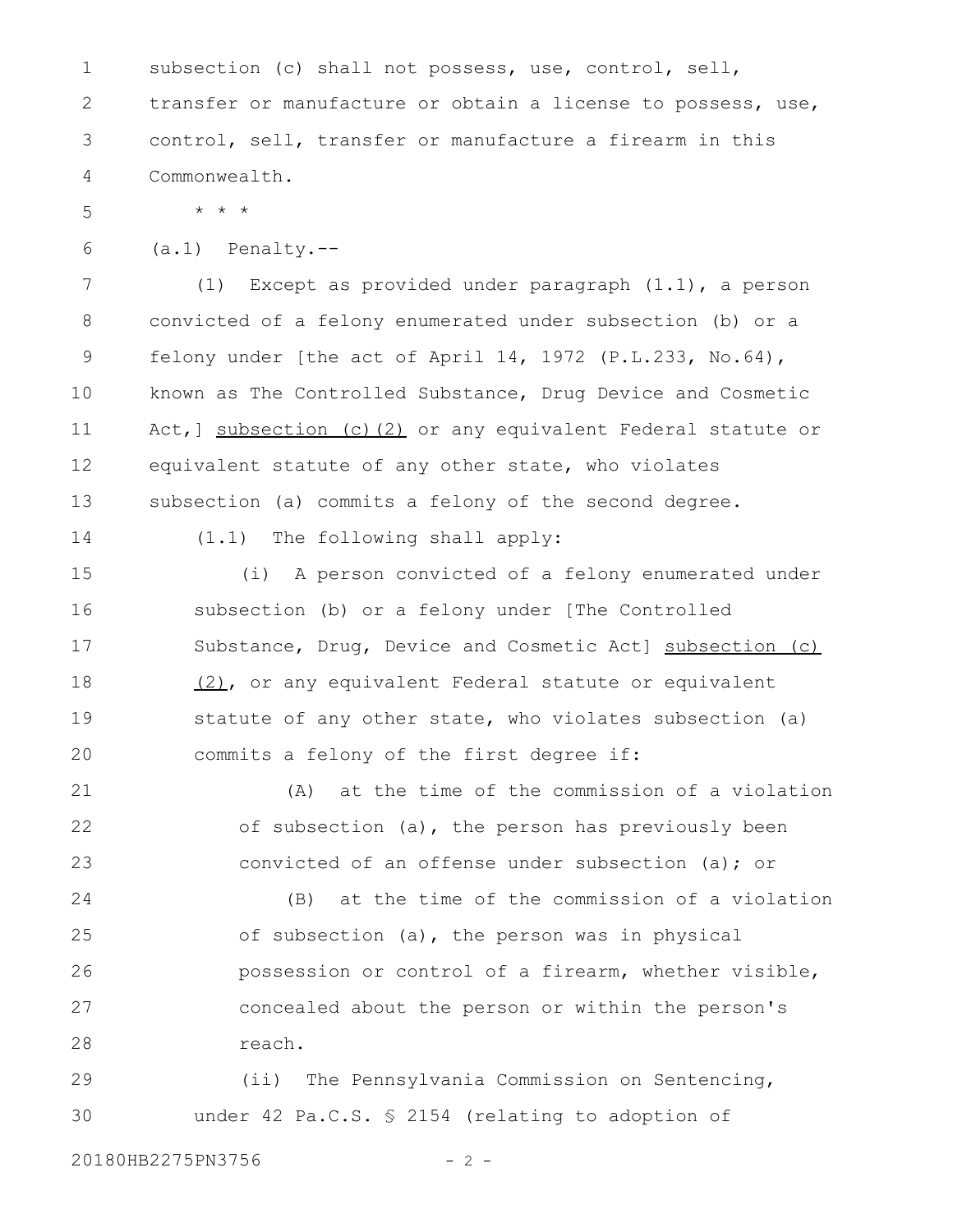subsection (c) shall not possess, use, control, sell, transfer or manufacture or obtain a license to possess, use, control, sell, transfer or manufacture a firearm in this Commonwealth.

\* \* \*

(a.1) Penalty.--

(1) Except as provided under paragraph (1.1), a person convicted of a felony enumerated under subsection (b) or a felony under [the act of April 14, 1972 (P.L.233, No.64), known as The Controlled Substance, Drug Device and Cosmetic Act,] <u>subsection (c)(2)</u> or any equivalent Federal statute or equivalent statute of any other state, who violates subsection (a) commits a felony of the second degree.

(1.1) The following shall apply:

(i) A person convicted of a felony enumerated under subsection (b) or a felony under [The Controlled Substance, Drug, Device and Cosmetic Act] <u>subsection (c)(2)</u>, or any equivalent Federal statute or equivalent statute of any other state, who violates subsection (a) commits a felony of the first degree if:

(A) at the time of the commission of a violation of subsection (a), the person has previously been convicted of an offense under subsection (a); or

(B) at the time of the commission of a violation of subsection (a), the person was in physical possession or control of a firearm, whether visible, concealed about the person or within the person's reach.

(ii) The Pennsylvania Commission on Sentencing, under 42 Pa.C.S. § 2154 (relating to adoption of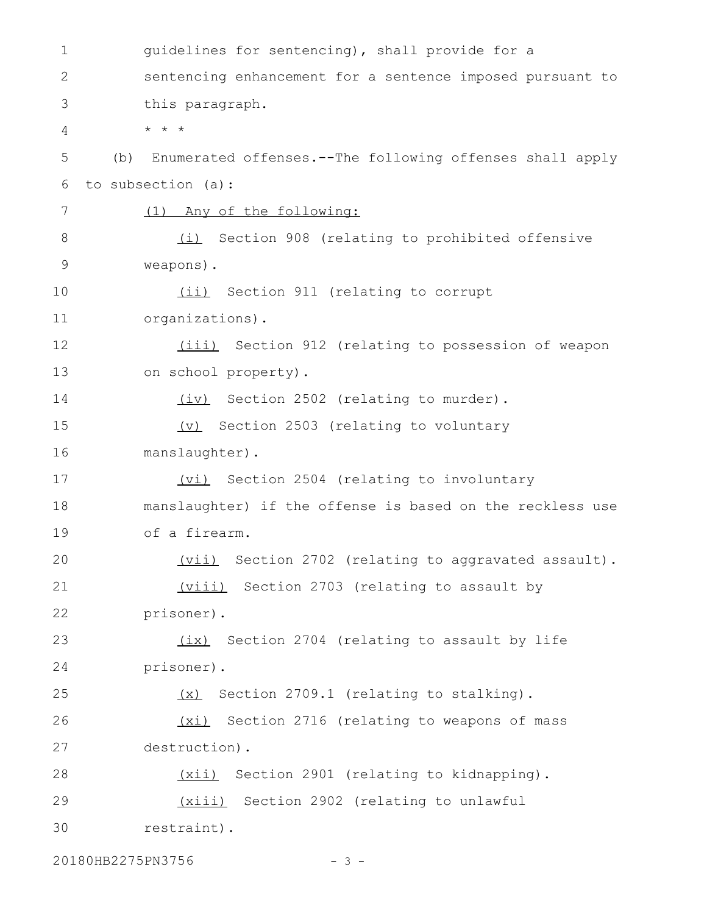guidelines for sentencing), shall provide for a sentencing enhancement for a sentence imposed pursuant to this paragraph.

\* \* \*

(b) Enumerated offenses.--The following offenses shall apply to subsection (a):

<u>(1) Any of the following:</u>

<u>(i)</u> Section 908 (relating to prohibited offensive weapons).

<u>(ii)</u> Section 911 (relating to corrupt organizations).

<u>(iii)</u> Section 912 (relating to possession of weapon on school property).

<u>(iv)</u> Section 2502 (relating to murder).

<u>(v)</u> Section 2503 (relating to voluntary manslaughter).

<u>(vi)</u> Section 2504 (relating to involuntary manslaughter) if the offense is based on the reckless use of a firearm.

<u>(vii)</u> Section 2702 (relating to aggravated assault).

<u>(viii)</u> Section 2703 (relating to assault by prisoner).

<u>(ix)</u> Section 2704 (relating to assault by life prisoner).

<u>(x)</u> Section 2709.1 (relating to stalking).

<u>(xi)</u> Section 2716 (relating to weapons of mass destruction).

<u>(xii)</u> Section 2901 (relating to kidnapping).

<u>(xiii)</u> Section 2902 (relating to unlawful restraint).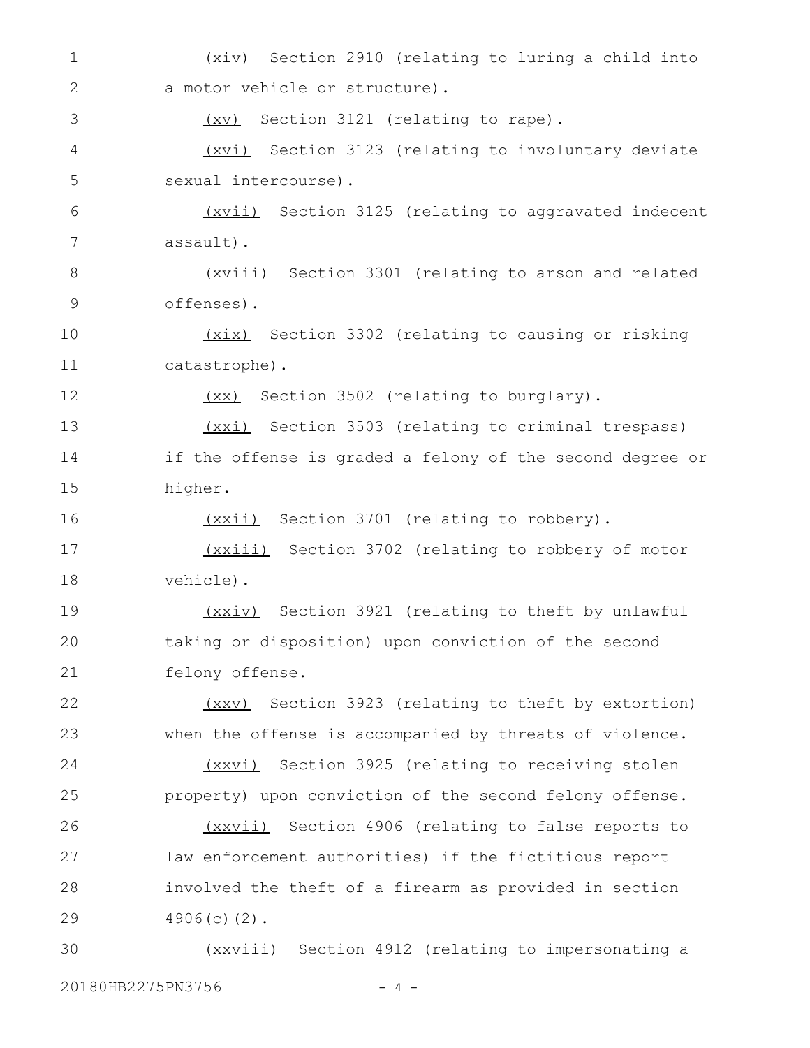(xiv) Section 2910 (relating to luring a child into a motor vehicle or structure).

(xv) Section 3121 (relating to rape).

(xvi) Section 3123 (relating to involuntary deviate sexual intercourse).

(xvii) Section 3125 (relating to aggravated indecent assault).

(xviii) Section 3301 (relating to arson and related offenses).

(xix) Section 3302 (relating to causing or risking catastrophe).

(xx) Section 3502 (relating to burglary).

(xxi) Section 3503 (relating to criminal trespass) if the offense is graded a felony of the second degree or higher.

(xxii) Section 3701 (relating to robbery).

(xxiii) Section 3702 (relating to robbery of motor vehicle).

(xxiv) Section 3921 (relating to theft by unlawful taking or disposition) upon conviction of the second felony offense.

(xxv) Section 3923 (relating to theft by extortion) when the offense is accompanied by threats of violence.

(xxvi) Section 3925 (relating to receiving stolen property) upon conviction of the second felony offense.

(xxvii) Section 4906 (relating to false reports to law enforcement authorities) if the fictitious report involved the theft of a firearm as provided in section 4906(c)(2).

(xxviii) Section 4912 (relating to impersonating a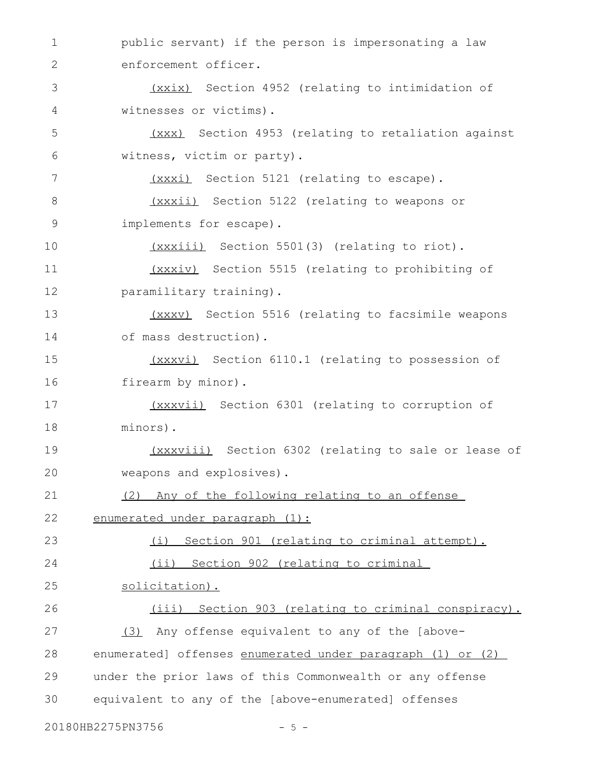public servant) if the person is impersonating a law enforcement officer.

(xxix) Section 4952 (relating to intimidation of witnesses or victims).

(xxx) Section 4953 (relating to retaliation against witness, victim or party).

(xxxi) Section 5121 (relating to escape).

(xxxii) Section 5122 (relating to weapons or implements for escape).

(xxxiii) Section 5501(3) (relating to riot).

(xxxiv) Section 5515 (relating to prohibiting of paramilitary training).

(xxxv) Section 5516 (relating to facsimile weapons of mass destruction).

(xxxvi) Section 6110.1 (relating to possession of firearm by minor).

(xxxvii) Section 6301 (relating to corruption of minors).

(xxxviii) Section 6302 (relating to sale or lease of weapons and explosives).

(2) Any of the following relating to an offense enumerated under paragraph (1):

(i) Section 901 (relating to criminal attempt).

(ii) Section 902 (relating to criminal solicitation).

(iii) Section 903 (relating to criminal conspiracy).

(3) Any offense equivalent to any of the [above-enumerated] offenses enumerated under paragraph (1) or (2) under the prior laws of this Commonwealth or any offense equivalent to any of the [above-enumerated] offenses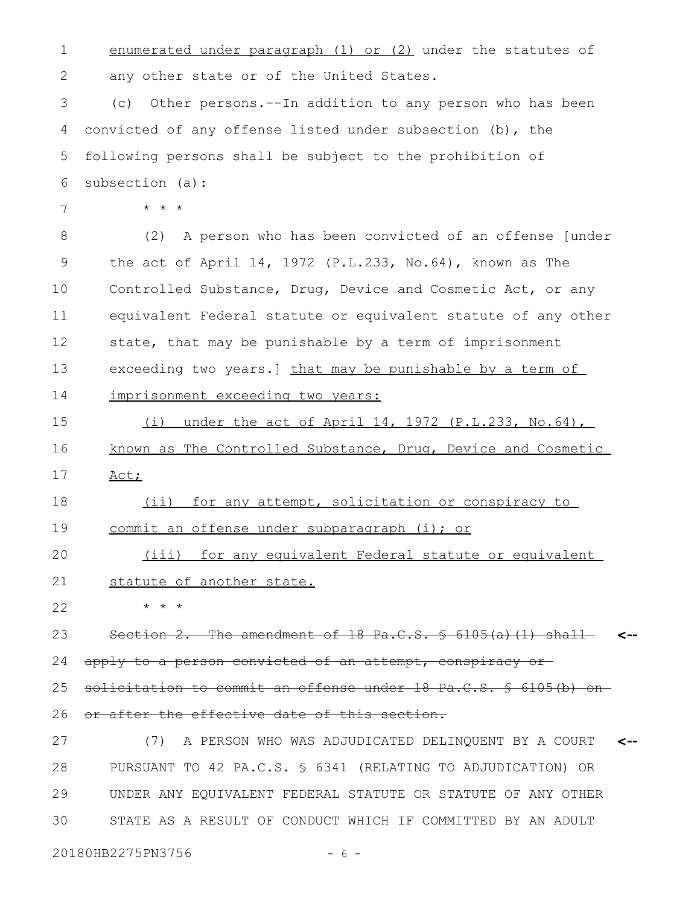enumerated under paragraph (1) or (2) under the statutes of any other state or of the United States.

(c) Other persons.--In addition to any person who has been convicted of any offense listed under subsection (b), the following persons shall be subject to the prohibition of subsection (a):

* * *

(2) A person who has been convicted of an offense [under the act of April 14, 1972 (P.L.233, No.64), known as The Controlled Substance, Drug, Device and Cosmetic Act, or any equivalent Federal statute or equivalent statute of any other state, that may be punishable by a term of imprisonment exceeding two years.] that may be punishable by a term of imprisonment exceeding two years:

(i) under the act of April 14, 1972 (P.L.233, No.64), known as The Controlled Substance, Drug, Device and Cosmetic Act;

(ii) for any attempt, solicitation or conspiracy to commit an offense under subparagraph (i); or

(iii) for any equivalent Federal statute or equivalent statute of another state.

* * *

~~Section 2. The amendment of 18 Pa.C.S. § 6105(a)(1) shall apply to a person convicted of an attempt, conspiracy or solicitation to commit an offense under 18 Pa.C.S. § 6105(b) on or after the effective date of this section.~~

(7) A PERSON WHO WAS ADJUDICATED DELINQUENT BY A COURT PURSUANT TO 42 PA.C.S. § 6341 (RELATING TO ADJUDICATION) OR UNDER ANY EQUIVALENT FEDERAL STATUTE OR STATUTE OF ANY OTHER STATE AS A RESULT OF CONDUCT WHICH IF COMMITTED BY AN ADULT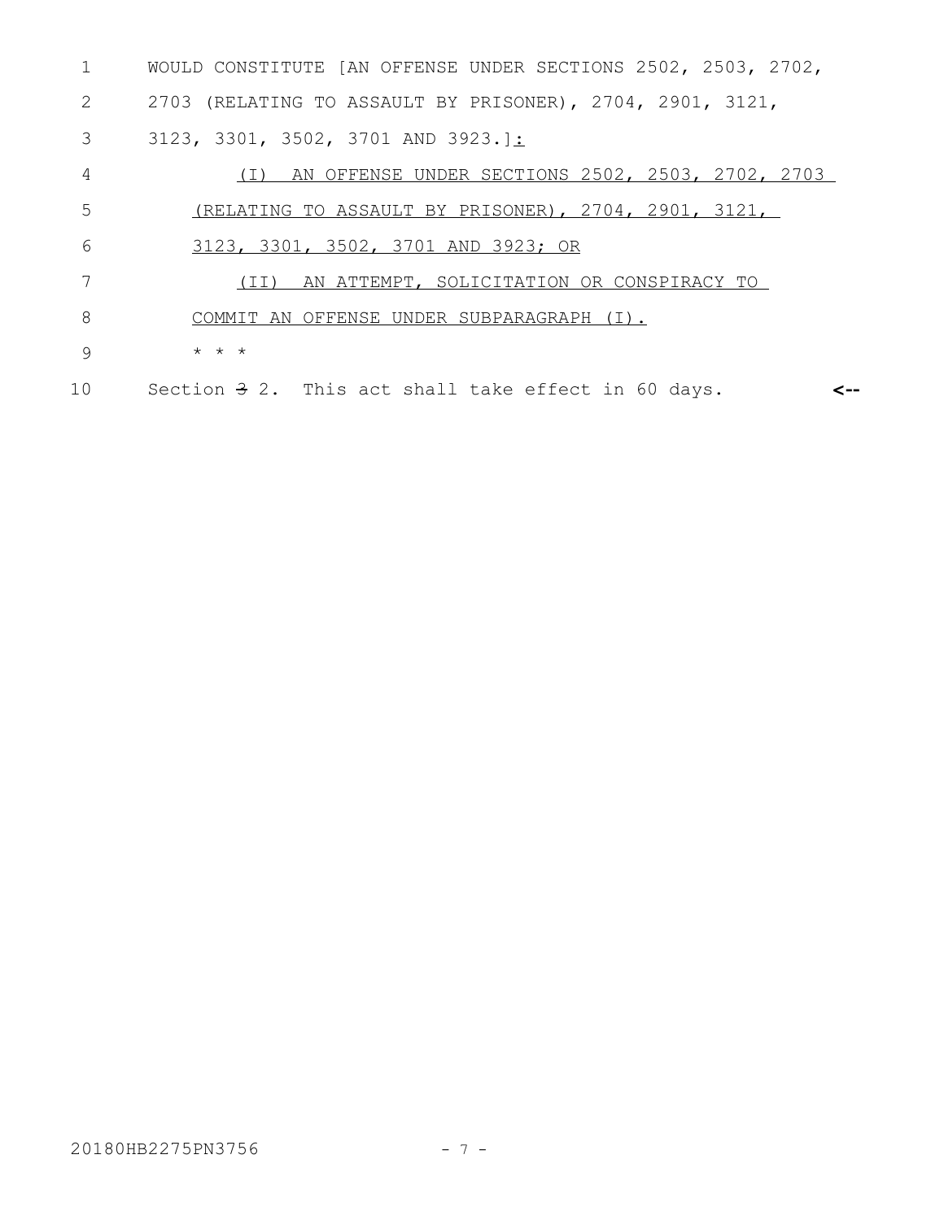WOULD CONSTITUTE [AN OFFENSE UNDER SECTIONS 2502, 2503, 2702, 2703 (RELATING TO ASSAULT BY PRISONER), 2704, 2901, 3121, 3123, 3301, 3502, 3701 AND 3923.]:

(I) AN OFFENSE UNDER SECTIONS 2502, 2503, 2702, 2703 (RELATING TO ASSAULT BY PRISONER), 2704, 2901, 3121, 3123, 3301, 3502, 3701 AND 3923; OR

(II) AN ATTEMPT, SOLICITATION OR CONSPIRACY TO COMMIT AN OFFENSE UNDER SUBPARAGRAPH (I).

* * *

Section ~~3~~ 2. This act shall take effect in 60 days. <--